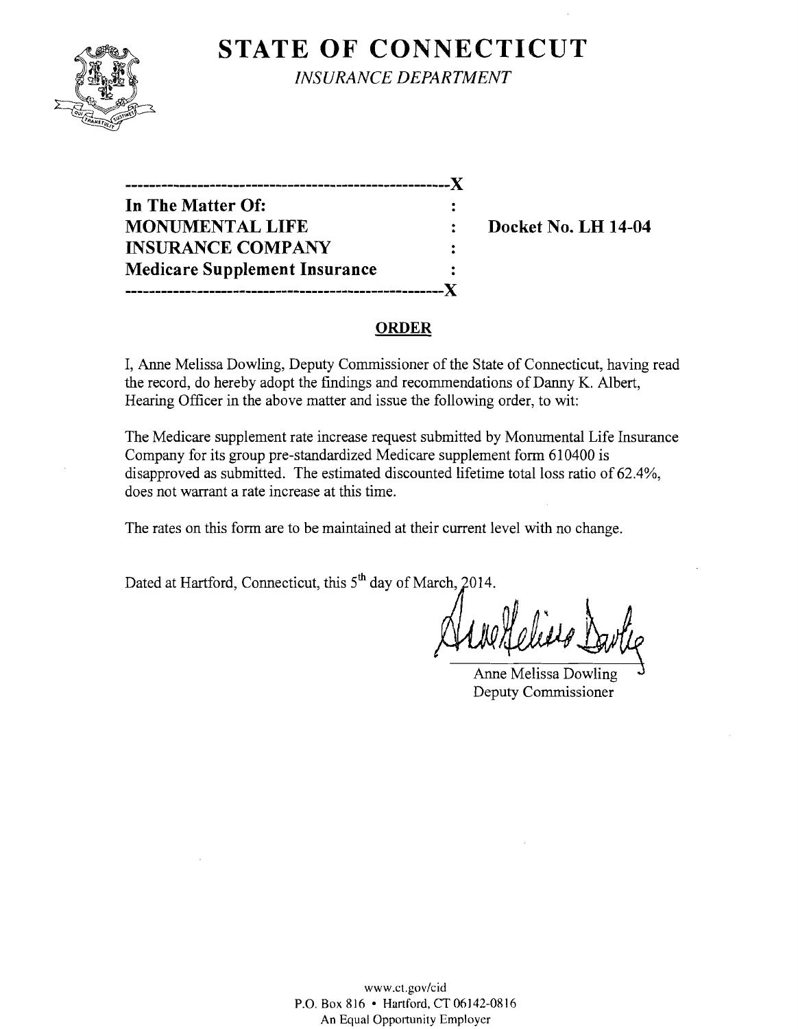# STATE OF CONNECTICUT

*INSURANCE DEPARTMENT*

---

| | | |
|---|---|---|
| **In The Matter Of:** | : | |
| **MONUMENTAL LIFE** | : | **Docket No. LH 14-04** |
| **INSURANCE COMPANY** | : | |
| **Medicare Supplement Insurance** | : | |

---

## ORDER

I, Anne Melissa Dowling, Deputy Commissioner of the State of Connecticut, having read the record, do hereby adopt the findings and recommendations of Danny K. Albert, Hearing Officer in the above matter and issue the following order, to wit:

The Medicare supplement rate increase request submitted by Monumental Life Insurance Company for its group pre-standardized Medicare supplement form 610400 is disapproved as submitted. The estimated discounted lifetime total loss ratio of 62.4%, does not warrant a rate increase at this time.

The rates on this form are to be maintained at their current level with no change.

Dated at Hartford, Connecticut, this 5th day of March, 2014.

Anne Melissa Dowling
Deputy Commissioner

www.ct.gov/cid
P.O. Box 816 • Hartford, CT 06142-0816
An Equal Opportunity Employer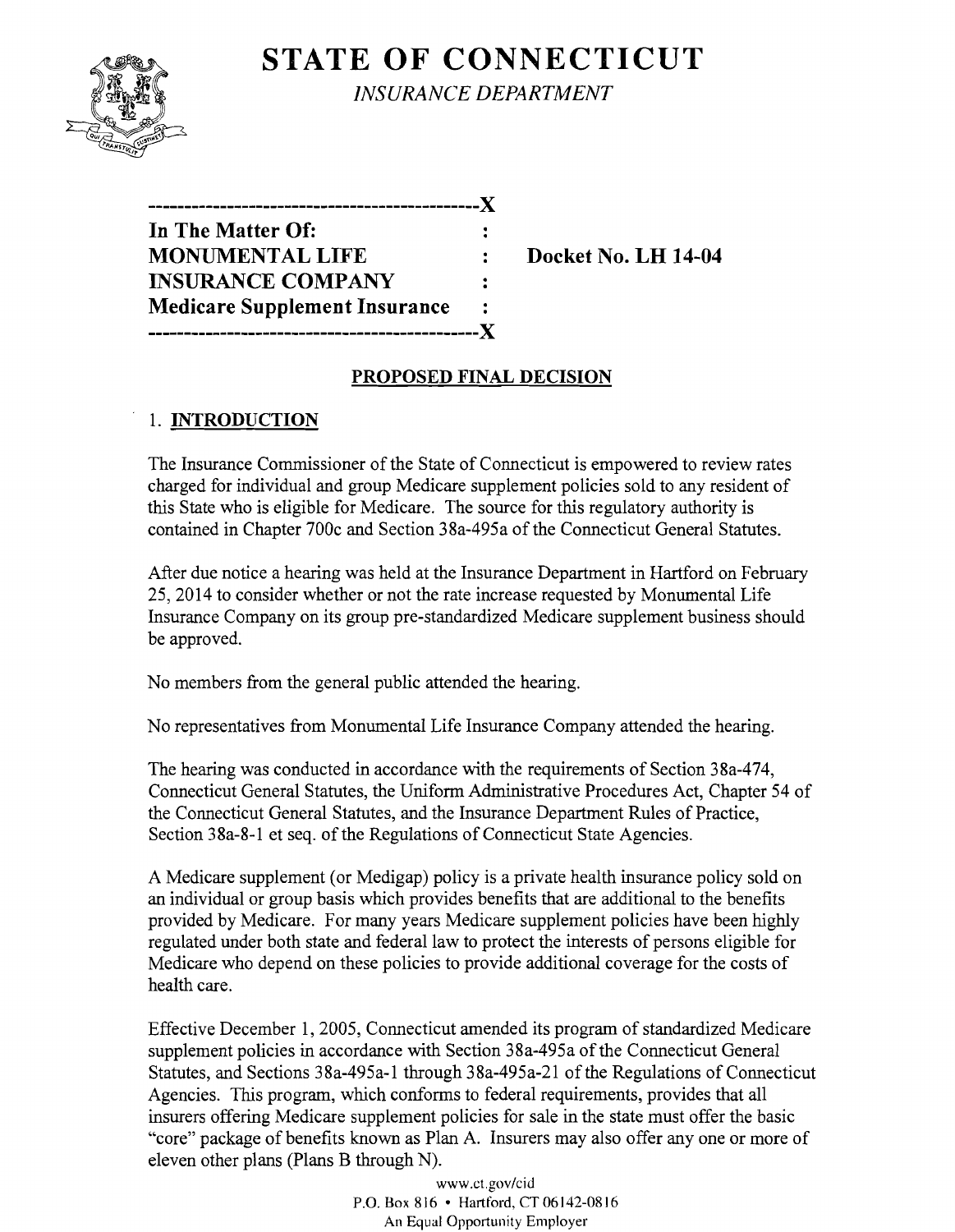# STATE OF CONNECTICUT

*INSURANCE DEPARTMENT*

```
---------------------------------------------X
In The Matter Of:                            :
MONUMENTAL LIFE                              :    Docket No. LH 14-04
INSURANCE COMPANY                            :
Medicare Supplement Insurance                :
---------------------------------------------X
```

## PROPOSED FINAL DECISION

### 1. INTRODUCTION

The Insurance Commissioner of the State of Connecticut is empowered to review rates charged for individual and group Medicare supplement policies sold to any resident of this State who is eligible for Medicare. The source for this regulatory authority is contained in Chapter 700c and Section 38a-495a of the Connecticut General Statutes.

After due notice a hearing was held at the Insurance Department in Hartford on February 25, 2014 to consider whether or not the rate increase requested by Monumental Life Insurance Company on its group pre-standardized Medicare supplement business should be approved.

No members from the general public attended the hearing.

No representatives from Monumental Life Insurance Company attended the hearing.

The hearing was conducted in accordance with the requirements of Section 38a-474, Connecticut General Statutes, the Uniform Administrative Procedures Act, Chapter 54 of the Connecticut General Statutes, and the Insurance Department Rules of Practice, Section 38a-8-1 et seq. of the Regulations of Connecticut State Agencies.

A Medicare supplement (or Medigap) policy is a private health insurance policy sold on an individual or group basis which provides benefits that are additional to the benefits provided by Medicare. For many years Medicare supplement policies have been highly regulated under both state and federal law to protect the interests of persons eligible for Medicare who depend on these policies to provide additional coverage for the costs of health care.

Effective December 1, 2005, Connecticut amended its program of standardized Medicare supplement policies in accordance with Section 38a-495a of the Connecticut General Statutes, and Sections 38a-495a-1 through 38a-495a-21 of the Regulations of Connecticut Agencies. This program, which conforms to federal requirements, provides that all insurers offering Medicare supplement policies for sale in the state must offer the basic "core" package of benefits known as Plan A. Insurers may also offer any one or more of eleven other plans (Plans B through N).

www.ct.gov/cid
P.O. Box 816 • Hartford, CT 06142-0816
An Equal Opportunity Employer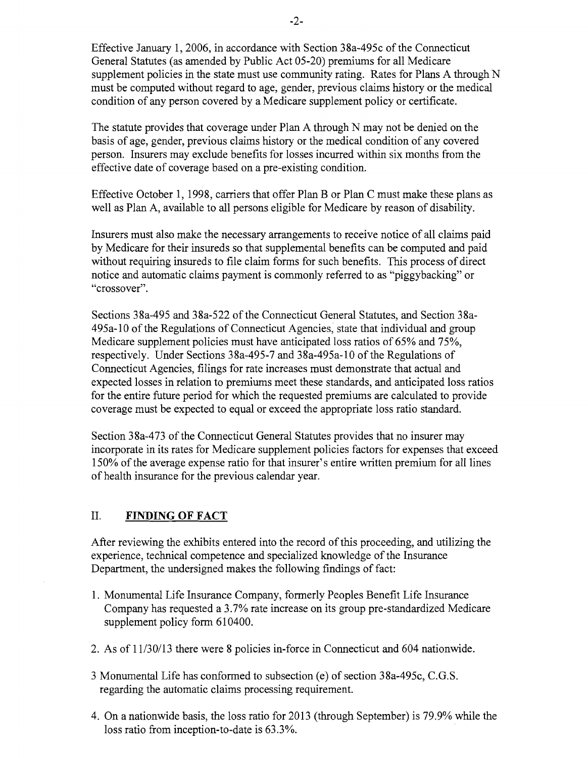Effective January 1, 2006, in accordance with Section 38a-495c of the Connecticut General Statutes (as amended by Public Act 05-20) premiums for all Medicare supplement policies in the state must use community rating. Rates for Plans A through N must be computed without regard to age, gender, previous claims history or the medical condition of any person covered by a Medicare supplement policy or certificate.

The statute provides that coverage under Plan A through N may not be denied on the basis of age, gender, previous claims history or the medical condition of any covered person. Insurers may exclude benefits for losses incurred within six months from the effective date of coverage based on a pre-existing condition.

Effective October 1, 1998, carriers that offer Plan B or Plan C must make these plans as well as Plan A, available to all persons eligible for Medicare by reason of disability.

Insurers must also make the necessary arrangements to receive notice of all claims paid by Medicare for their insureds so that supplemental benefits can be computed and paid without requiring insureds to file claim forms for such benefits. This process of direct notice and automatic claims payment is commonly referred to as "piggybacking" or "crossover".

Sections 38a-495 and 38a-522 of the Connecticut General Statutes, and Section 38a-495a-10 of the Regulations of Connecticut Agencies, state that individual and group Medicare supplement policies must have anticipated loss ratios of 65% and 75%, respectively. Under Sections 38a-495-7 and 38a-495a-10 of the Regulations of Connecticut Agencies, filings for rate increases must demonstrate that actual and expected losses in relation to premiums meet these standards, and anticipated loss ratios for the entire future period for which the requested premiums are calculated to provide coverage must be expected to equal or exceed the appropriate loss ratio standard.

Section 38a-473 of the Connecticut General Statutes provides that no insurer may incorporate in its rates for Medicare supplement policies factors for expenses that exceed 150% of the average expense ratio for that insurer's entire written premium for all lines of health insurance for the previous calendar year.

## II. FINDING OF FACT

After reviewing the exhibits entered into the record of this proceeding, and utilizing the experience, technical competence and specialized knowledge of the Insurance Department, the undersigned makes the following findings of fact:

1. Monumental Life Insurance Company, formerly Peoples Benefit Life Insurance Company has requested a 3.7% rate increase on its group pre-standardized Medicare supplement policy form 610400.
2. As of 11/30/13 there were 8 policies in-force in Connecticut and 604 nationwide.
3. Monumental Life has conformed to subsection (e) of section 38a-495c, C.G.S. regarding the automatic claims processing requirement.
4. On a nationwide basis, the loss ratio for 2013 (through September) is 79.9% while the loss ratio from inception-to-date is 63.3%.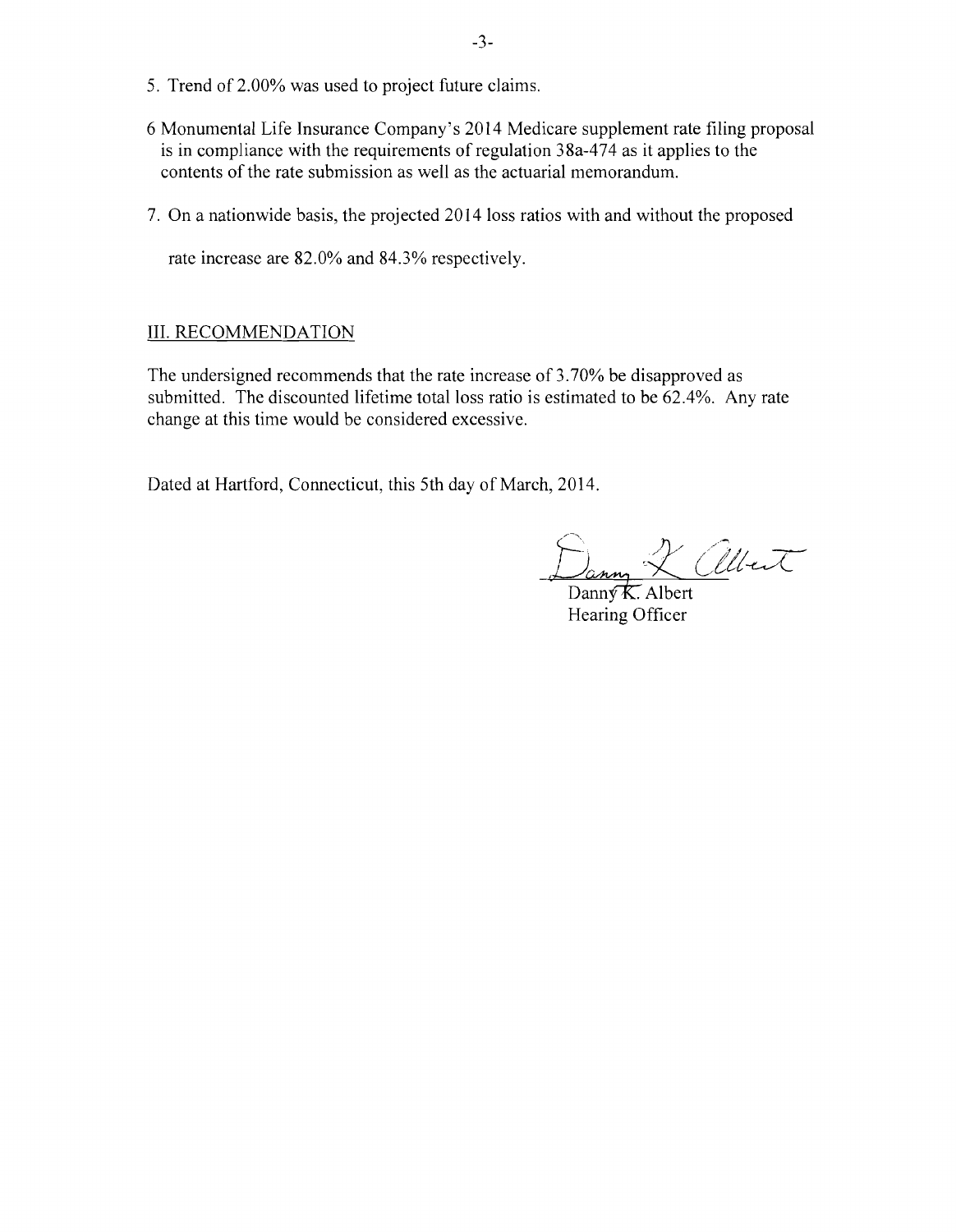5. Trend of 2.00% was used to project future claims.

6 Monumental Life Insurance Company's 2014 Medicare supplement rate filing proposal is in compliance with the requirements of regulation 38a-474 as it applies to the contents of the rate submission as well as the actuarial memorandum.

7. On a nationwide basis, the projected 2014 loss ratios with and without the proposed rate increase are 82.0% and 84.3% respectively.

## III. RECOMMENDATION

The undersigned recommends that the rate increase of 3.70% be disapproved as submitted. The discounted lifetime total loss ratio is estimated to be 62.4%. Any rate change at this time would be considered excessive.

Dated at Hartford, Connecticut, this 5th day of March, 2014.

Danny K. Albert
Hearing Officer